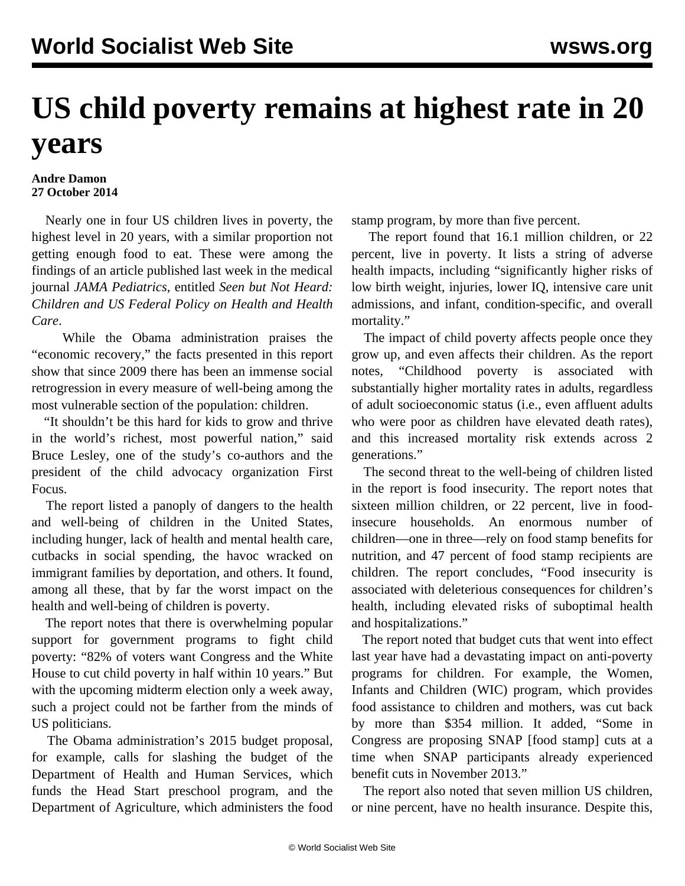# US child poverty remains at highest rate in 20 years

**Andre Damon**
**27 October 2014**

Nearly one in four US children lives in poverty, the highest level in 20 years, with a similar proportion not getting enough food to eat. These were among the findings of an article published last week in the medical journal *JAMA Pediatrics*, entitled *Seen but Not Heard: Children and US Federal Policy on Health and Health Care*.

While the Obama administration praises the "economic recovery," the facts presented in this report show that since 2009 there has been an immense social retrogression in every measure of well-being among the most vulnerable section of the population: children.

"It shouldn't be this hard for kids to grow and thrive in the world's richest, most powerful nation," said Bruce Lesley, one of the study's co-authors and the president of the child advocacy organization First Focus.

The report listed a panoply of dangers to the health and well-being of children in the United States, including hunger, lack of health and mental health care, cutbacks in social spending, the havoc wracked on immigrant families by deportation, and others. It found, among all these, that by far the worst impact on the health and well-being of children is poverty.

The report notes that there is overwhelming popular support for government programs to fight child poverty: "82% of voters want Congress and the White House to cut child poverty in half within 10 years." But with the upcoming midterm election only a week away, such a project could not be farther from the minds of US politicians.

The Obama administration's 2015 budget proposal, for example, calls for slashing the budget of the Department of Health and Human Services, which funds the Head Start preschool program, and the Department of Agriculture, which administers the food stamp program, by more than five percent.

The report found that 16.1 million children, or 22 percent, live in poverty. It lists a string of adverse health impacts, including "significantly higher risks of low birth weight, injuries, lower IQ, intensive care unit admissions, and infant, condition-specific, and overall mortality."

The impact of child poverty affects people once they grow up, and even affects their children. As the report notes, "Childhood poverty is associated with substantially higher mortality rates in adults, regardless of adult socioeconomic status (i.e., even affluent adults who were poor as children have elevated death rates), and this increased mortality risk extends across 2 generations."

The second threat to the well-being of children listed in the report is food insecurity. The report notes that sixteen million children, or 22 percent, live in food-insecure households. An enormous number of children—one in three—rely on food stamp benefits for nutrition, and 47 percent of food stamp recipients are children. The report concludes, "Food insecurity is associated with deleterious consequences for children's health, including elevated risks of suboptimal health and hospitalizations."

The report noted that budget cuts that went into effect last year have had a devastating impact on anti-poverty programs for children. For example, the Women, Infants and Children (WIC) program, which provides food assistance to children and mothers, was cut back by more than $354 million. It added, "Some in Congress are proposing SNAP [food stamp] cuts at a time when SNAP participants already experienced benefit cuts in November 2013."

The report also noted that seven million US children, or nine percent, have no health insurance. Despite this,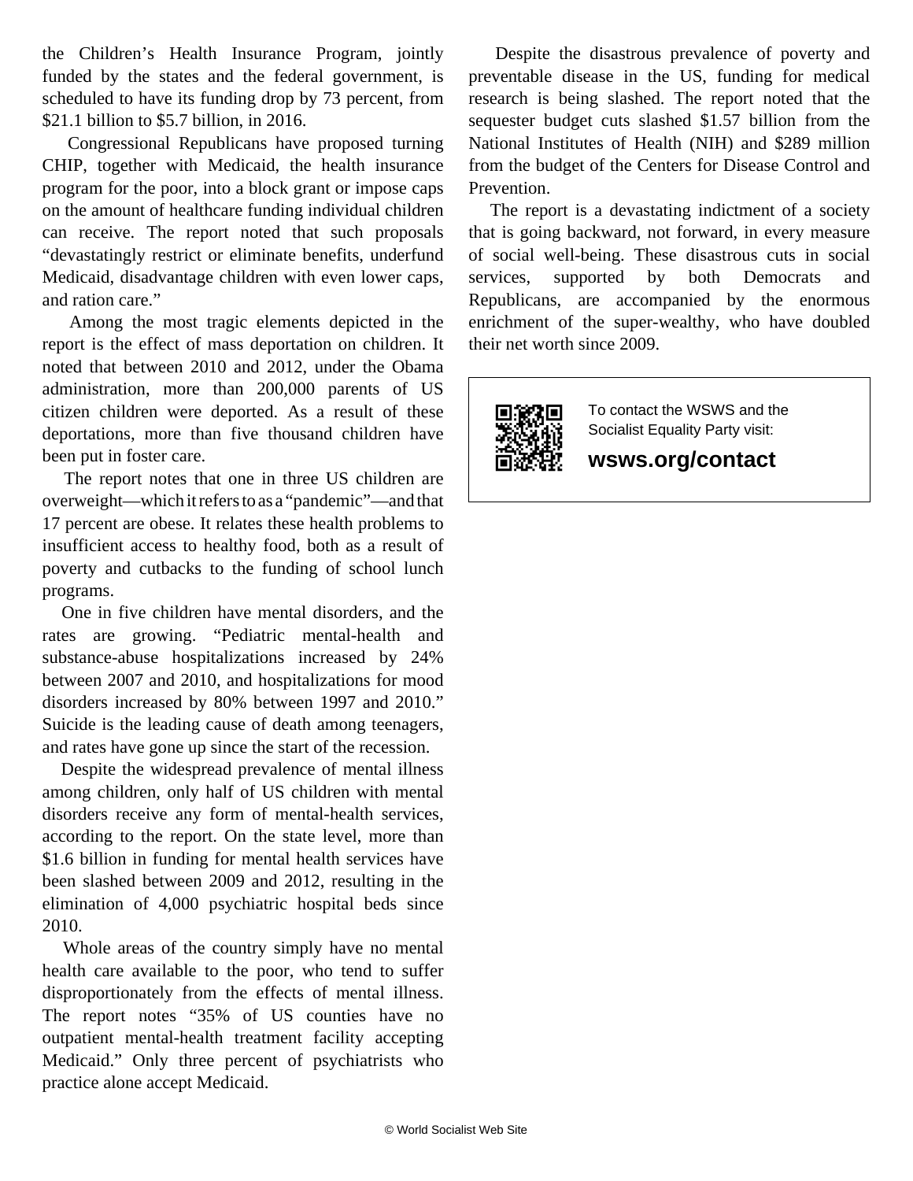the Children's Health Insurance Program, jointly funded by the states and the federal government, is scheduled to have its funding drop by 73 percent, from $21.1 billion to $5.7 billion, in 2016.

Congressional Republicans have proposed turning CHIP, together with Medicaid, the health insurance program for the poor, into a block grant or impose caps on the amount of healthcare funding individual children can receive. The report noted that such proposals "devastatingly restrict or eliminate benefits, underfund Medicaid, disadvantage children with even lower caps, and ration care."

Among the most tragic elements depicted in the report is the effect of mass deportation on children. It noted that between 2010 and 2012, under the Obama administration, more than 200,000 parents of US citizen children were deported. As a result of these deportations, more than five thousand children have been put in foster care.

The report notes that one in three US children are overweight—which it refers to as a "pandemic"—and that 17 percent are obese. It relates these health problems to insufficient access to healthy food, both as a result of poverty and cutbacks to the funding of school lunch programs.

One in five children have mental disorders, and the rates are growing. "Pediatric mental-health and substance-abuse hospitalizations increased by 24% between 2007 and 2010, and hospitalizations for mood disorders increased by 80% between 1997 and 2010." Suicide is the leading cause of death among teenagers, and rates have gone up since the start of the recession.

Despite the widespread prevalence of mental illness among children, only half of US children with mental disorders receive any form of mental-health services, according to the report. On the state level, more than $1.6 billion in funding for mental health services have been slashed between 2009 and 2012, resulting in the elimination of 4,000 psychiatric hospital beds since 2010.

Whole areas of the country simply have no mental health care available to the poor, who tend to suffer disproportionately from the effects of mental illness. The report notes "35% of US counties have no outpatient mental-health treatment facility accepting Medicaid." Only three percent of psychiatrists who practice alone accept Medicaid.

Despite the disastrous prevalence of poverty and preventable disease in the US, funding for medical research is being slashed. The report noted that the sequester budget cuts slashed $1.57 billion from the National Institutes of Health (NIH) and $289 million from the budget of the Centers for Disease Control and Prevention.

The report is a devastating indictment of a society that is going backward, not forward, in every measure of social well-being. These disastrous cuts in social services, supported by both Democrats and Republicans, are accompanied by the enormous enrichment of the super-wealthy, who have doubled their net worth since 2009.

To contact the WSWS and the Socialist Equality Party visit:

**wsws.org/contact**